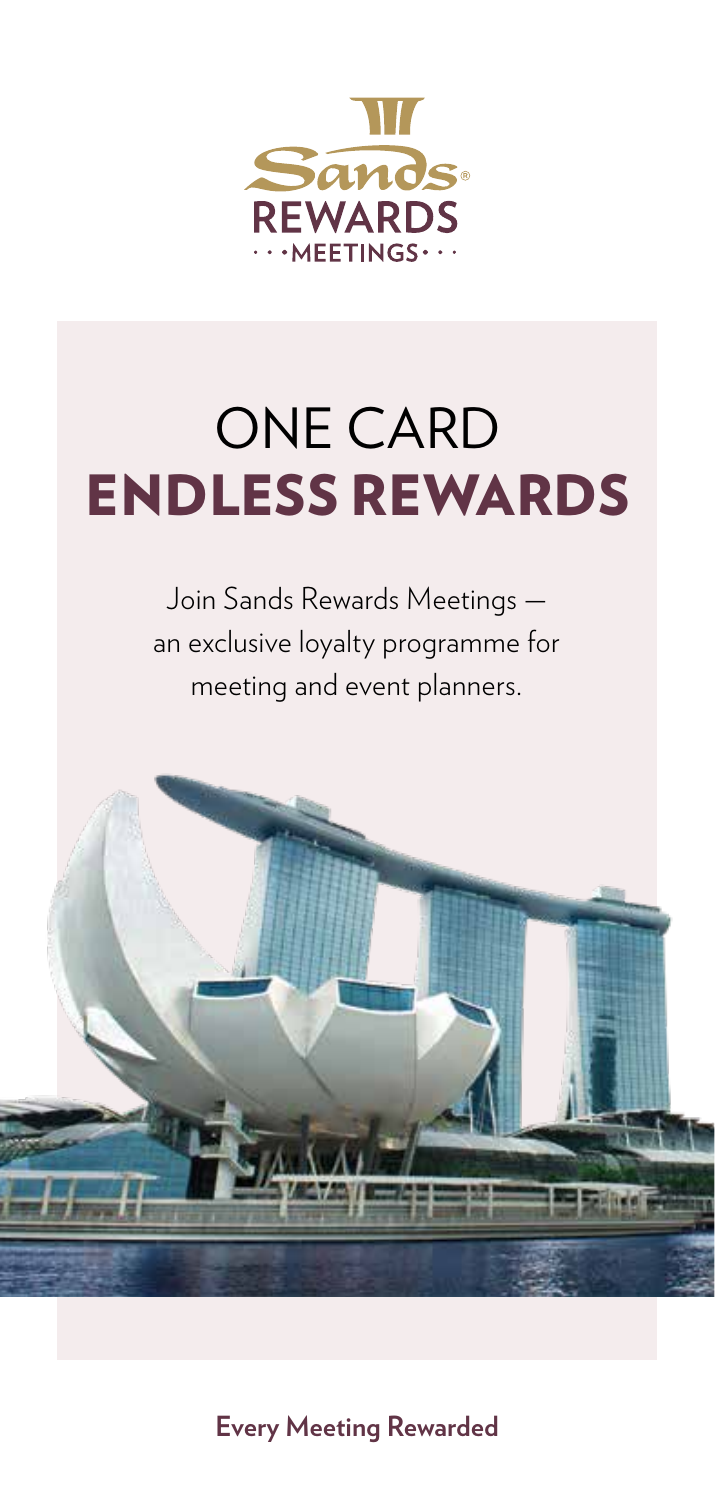Sands® REWARDS MEETINGS

# ONE CARD
# ENDLESS REWARDS

Join Sands Rewards Meetings — an exclusive loyalty programme for meeting and event planners.

**Every Meeting Rewarded**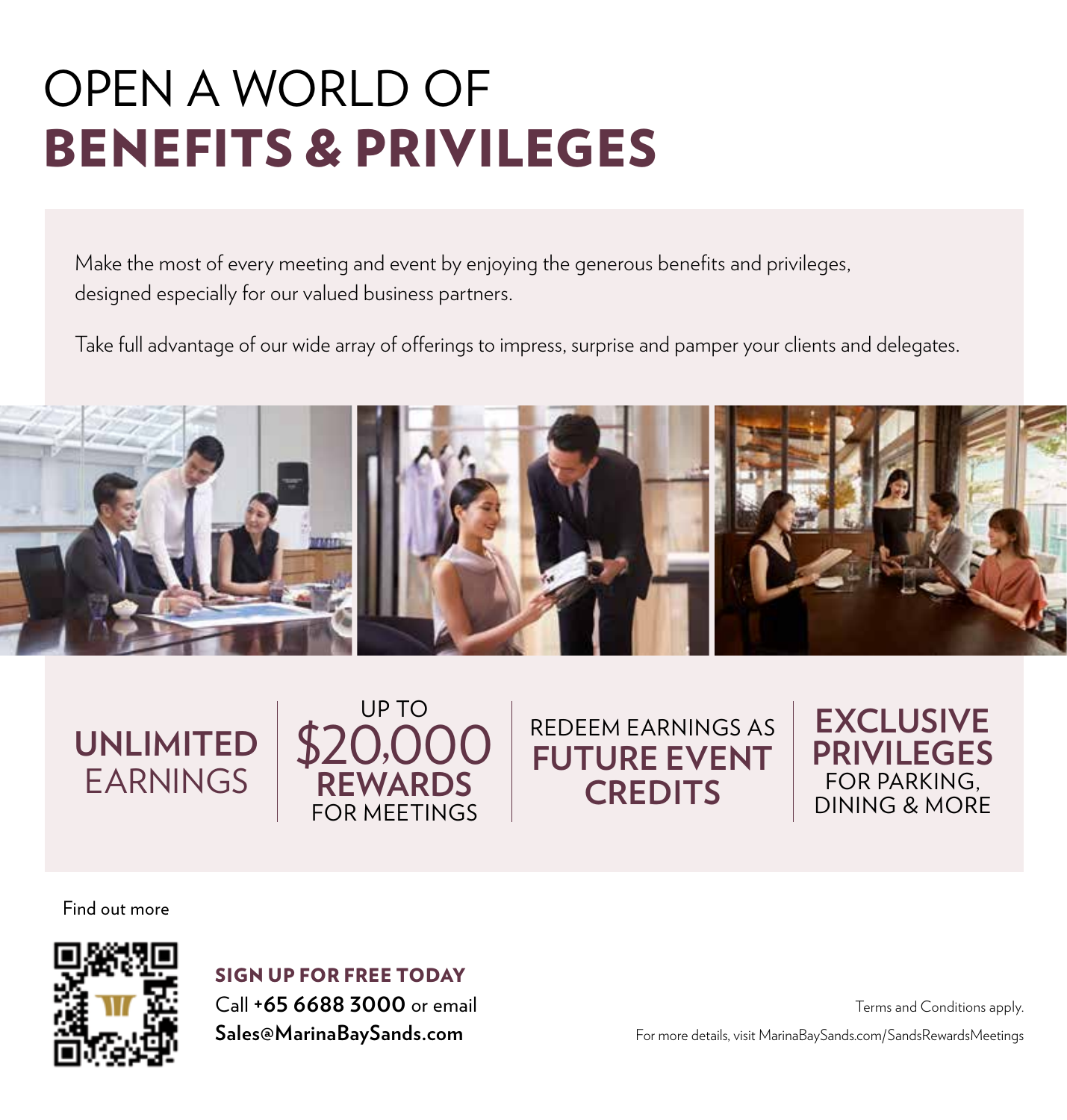# OPEN A WORLD OF BENEFITS & PRIVILEGES

Make the most of every meeting and event by enjoying the generous benefits and privileges, designed especially for our valued business partners.

Take full advantage of our wide array of offerings to impress, surprise and pamper your clients and delegates.

**UNLIMITED** EARNINGS

UP TO $20,000 **REWARDS** FOR MEETINGS

REDEEM EARNINGS AS **FUTURE EVENT CREDITS**

**EXCLUSIVE PRIVILEGES** FOR PARKING, DINING & MORE

Find out more

**SIGN UP FOR FREE TODAY**

Call **+65 6688 3000** or email **Sales@MarinaBaySands.com**

Terms and Conditions apply.

For more details, visit MarinaBaySands.com/SandsRewardsMeetings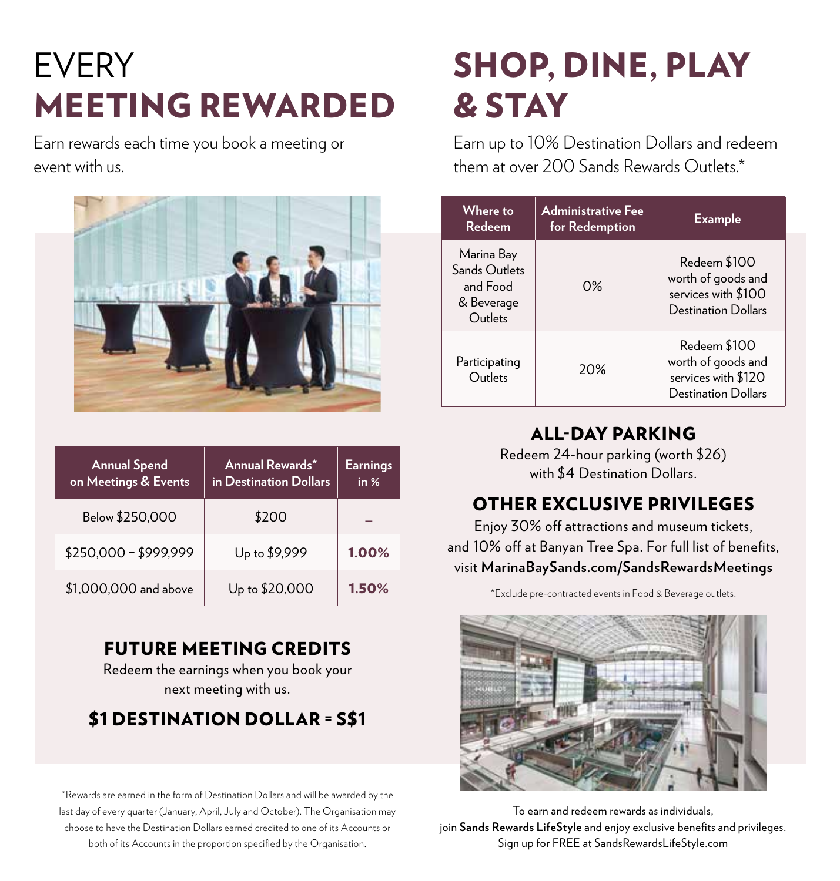# EVERY MEETING REWARDED

Earn rewards each time you book a meeting or event with us.

| Annual Spend on Meetings & Events | Annual Rewards* in Destination Dollars | Earnings in % |
|---|---|---|
| Below $250,000 | $200 | – |
| $250,000 – $999,999 | Up to $9,999 | **1.00%** |
| $1,000,000 and above | Up to $20,000 | **1.50%** |

## FUTURE MEETING CREDITS

Redeem the earnings when you book your next meeting with us.

### $1 DESTINATION DOLLAR = S$1

*Rewards are earned in the form of Destination Dollars and will be awarded by the last day of every quarter (January, April, July and October). The Organisation may choose to have the Destination Dollars earned credited to one of its Accounts or both of its Accounts in the proportion specified by the Organisation.

# SHOP, DINE, PLAY & STAY

Earn up to 10% Destination Dollars and redeem them at over 200 Sands Rewards Outlets.*

| Where to Redeem | Administrative Fee for Redemption | Example |
|---|---|---|
| Marina Bay Sands Outlets and Food & Beverage Outlets | 0% | Redeem $100 worth of goods and services with $100 Destination Dollars |
| Participating Outlets | 20% | Redeem $100 worth of goods and services with $120 Destination Dollars |

## ALL-DAY PARKING

Redeem 24-hour parking (worth $26) with $4 Destination Dollars.

## OTHER EXCLUSIVE PRIVILEGES

Enjoy 30% off attractions and museum tickets, and 10% off at Banyan Tree Spa. For full list of benefits, visit **MarinaBaySands.com/SandsRewardsMeetings**

*Exclude pre-contracted events in Food & Beverage outlets.

To earn and redeem rewards as individuals, join **Sands Rewards LifeStyle** and enjoy exclusive benefits and privileges. Sign up for FREE at SandsRewardsLifeStyle.com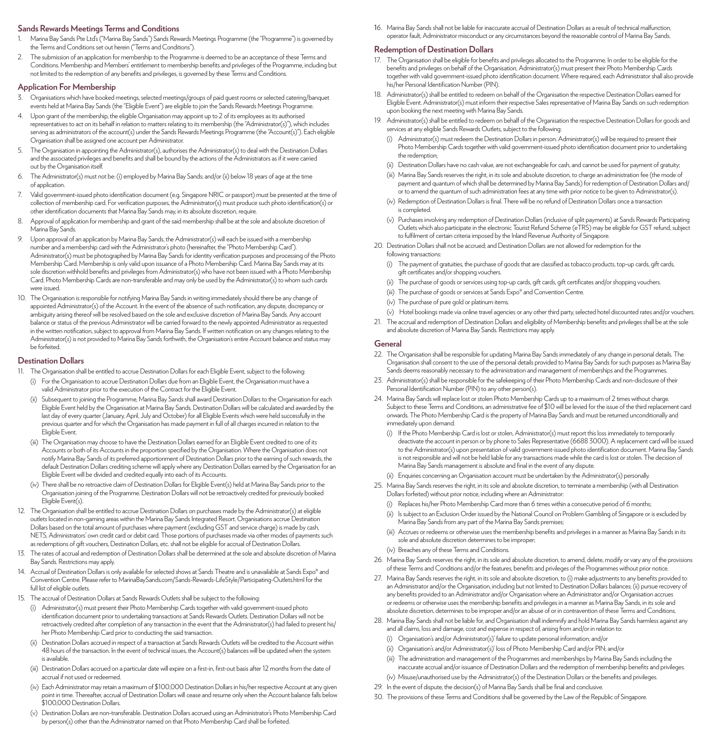## Sands Rewards Meetings Terms and Conditions

1. Marina Bay Sands Pte Ltd's ("Marina Bay Sands") Sands Rewards Meetings Programme (the "Programme") is governed by the Terms and Conditions set out herein ("Terms and Conditions").
2. The submission of an application for membership to the Programme is deemed to be an acceptance of these Terms and Conditions. Membership and Members' entitlement to membership benefits and privileges of the Programme, including but not limited to the redemption of any benefits and privileges, is governed by these Terms and Conditions.

### Application For Membership

3. Organisations which have booked meetings, selected meetings/groups of paid guest rooms or selected catering/banquet events held at Marina Bay Sands (the "Eligible Event") are eligible to join the Sands Rewards Meetings Programme.
4. Upon grant of the membership, the eligible Organisation may appoint up to 2 of its employees as its authorised representatives to act on its behalf in relation to matters relating to its membership (the "Administrator(s)"), which includes serving as administrators of the account(s) under the Sands Rewards Meetings Programme (the "Account(s)"). Each eligible Organisation shall be assigned one account per Administrator.
5. The Organisation in appointing the Administrator(s), authorises the Administrator(s) to deal with the Destination Dollars and the associated privileges and benefits and shall be bound by the actions of the Administrators as if it were carried out by the Organisation itself.
6. The Administrator(s) must not be: (i) employed by Marina Bay Sands; and/or (ii) below 18 years of age at the time of application.
7. Valid government-issued photo identification document (e.g. Singapore NRIC or passport) must be presented at the time of collection of membership card. For verification purposes, the Administrator(s) must produce such photo identification(s) or other identification documents that Marina Bay Sands may, in its absolute discretion, require.
8. Approval of application for membership and grant of the said membership shall be at the sole and absolute discretion of Marina Bay Sands.
9. Upon approval of an application by Marina Bay Sands, the Administrator(s) will each be issued with a membership number and a membership card with the Administrator's photo (hereinafter, the "Photo Membership Card"). Administrator(s) must be photographed by Marina Bay Sands for identity verification purposes and processing of the Photo Membership Card. Membership is only valid upon issuance of a Photo Membership Card. Marina Bay Sands may at its sole discretion withhold benefits and privileges from Administrator(s) who have not been issued with a Photo Membership Card. Photo Membership Cards are non-transferable and may only be used by the Administrator(s) to whom such cards were issued.
10. The Organisation is responsible for notifying Marina Bay Sands in writing immediately should there be any change of appointed Administrator(s) of the Account. In the event of the absence of such notification, any dispute, discrepancy or ambiguity arising thereof will be resolved based on the sole and exclusive discretion of Marina Bay Sands. Any account balance or status of the previous Administrator will be carried forward to the newly appointed Administrator as requested in the written notification, subject to approval from Marina Bay Sands. If written notification on any changes relating to the Administrator(s) is not provided to Marina Bay Sands forthwith, the Organisation's entire Account balance and status may be forfeited.

### Destination Dollars

11. The Organisation shall be entitled to accrue Destination Dollars for each Eligible Event, subject to the following:
    (i) For the Organisation to accrue Destination Dollars due from an Eligible Event, the Organisation must have a valid Administrator prior to the execution of the Contract for the Eligible Event.
    (ii) Subsequent to joining the Programme, Marina Bay Sands shall award Destination Dollars to the Organisation for each Eligible Event held by the Organisation at Marina Bay Sands. Destination Dollars will be calculated and awarded by the last day of every quarter (January, April, July and October) for all Eligible Events which were held successfully in the previous quarter and for which the Organisation has made payment in full of all charges incurred in relation to the Eligible Event.
    (iii) The Organisation may choose to have the Destination Dollars earned for an Eligible Event credited to one of its Accounts or both of its Accounts in the proportion specified by the Organisation. Where the Organisation does not notify Marina Bay Sands of its preferred apportionment of Destination Dollars prior to the earning of such rewards, the default Destination Dollars crediting scheme will apply where any Destination Dollars earned by the Organisation for an Eligible Event will be divided and credited equally into each of its Accounts.
    (iv) There shall be no retroactive claim of Destination Dollars for Eligible Event(s) held at Marina Bay Sands prior to the Organisation joining of the Programme. Destination Dollars will not be retroactively credited for previously booked Eligible Event(s).
12. The Organisation shall be entitled to accrue Destination Dollars on purchases made by the Administrator(s) at eligible outlets located in non-gaming areas within the Marina Bay Sands Integrated Resort. Organisations accrue Destination Dollars based on the total amount of purchases where payment (excluding GST and service charge) is made by cash, NETS, Administrators' own credit card or debit card. Those portions of purchases made via other modes of payments such as redemptions of gift vouchers, Destination Dollars, etc. shall not be eligible for accrual of Destination Dollars.
13. The rates of accrual and redemption of Destination Dollars shall be determined at the sole and absolute discretion of Marina Bay Sands. Restrictions may apply.
14. Accrual of Destination Dollars is only available for selected shows at Sands Theatre and is unavailable at Sands Expo® and Convention Centre. Please refer to MarinaBaySands.com/Sands-Rewards-LifeStyle/Participating-Outlets.html for the full list of eligible outlets.
15. The accrual of Destination Dollars at Sands Rewards Outlets shall be subject to the following:
    (i) Administrator(s) must present their Photo Membership Cards together with valid government-issued photo identification document prior to undertaking transactions at Sands Rewards Outlets. Destination Dollars will not be retroactively credited after completion of any transaction in the event that the Administrator(s) had failed to present his/her Photo Membership Card prior to conducting the said transaction.
    (ii) Destination Dollars accrued in respect of a transaction at Sands Rewards Outlets will be credited to the Account within 48 hours of the transaction. In the event of technical issues, the Account(s) balances will be updated when the system is available.
    (iii) Destination Dollars accrued on a particular date will expire on a first-in, first-out basis after 12 months from the date of accrual if not used or redeemed.
    (iv) Each Administrator may retain a maximum of $100,000 Destination Dollars in his/her respective Account at any given point in time. Thereafter, accrual of Destination Dollars will cease and resume only when the Account balance falls below $100,000 Destination Dollars.
    (v) Destination Dollars are non-transferable. Destination Dollars accrued using an Administrator's Photo Membership Card by person(s) other than the Administrator named on that Photo Membership Card shall be forfeited.
16. Marina Bay Sands shall not be liable for inaccurate accrual of Destination Dollars as a result of technical malfunction, operator fault, Administrator misconduct or any circumstances beyond the reasonable control of Marina Bay Sands.

### Redemption of Destination Dollars

17. The Organisation shall be eligible for benefits and privileges allocated to the Programme. In order to be eligible for the benefits and privileges on behalf of the Organisation, Administrator(s) must present their Photo Membership Cards together with valid government-issued photo identification document. Where required, each Administrator shall also provide his/her Personal Identification Number (PIN).
18. Administrator(s) shall be entitled to redeem on behalf of the Organisation the respective Destination Dollars earned for Eligible Event. Administrator(s) must inform their respective Sales representative of Marina Bay Sands on such redemption upon booking the next meeting with Marina Bay Sands.
19. Administrator(s) shall be entitled to redeem on behalf of the Organisation the respective Destination Dollars for goods and services at any eligible Sands Rewards Outlets, subject to the following:
    (i) Administrator(s) must redeem the Destination Dollars in person. Administrator(s) will be required to present their Photo Membership Cards together with valid government-issued photo identification document prior to undertaking the redemption;
    (ii) Destination Dollars have no cash value, are not exchangeable for cash, and cannot be used for payment of gratuity;
    (iii) Marina Bay Sands reserves the right, in its sole and absolute discretion, to charge an administration fee (the mode of payment and quantum of which shall be determined by Marina Bay Sands) for redemption of Destination Dollars and/or to amend the quantum of such administration fees at any time with prior notice to be given to Administrator(s).
    (iv) Redemption of Destination Dollars is final. There will be no refund of Destination Dollars once a transaction is completed.
    (v) Purchases involving any redemption of Destination Dollars (inclusive of split payments) at Sands Rewards Participating Outlets which also participate in the electronic Tourist Refund Scheme (eTRS) may be eligible for GST refund, subject to fulfilment of certain criteria imposed by the Inland Revenue Authority of Singapore.
20. Destination Dollars shall not be accrued; and Destination Dollars are not allowed for redemption for the following transactions:
    (i) The payment of gratuities, the purchase of goods that are classified as tobacco products, top-up cards, gift cards, gift certificates and/or shopping vouchers.
    (ii) The purchase of goods or services using top-up cards, gift cards, gift certificates and/or shopping vouchers.
    (iii) The purchase of goods or services at Sands Expo® and Convention Centre.
    (iv) The purchase of pure gold or platinum items.
    (v) Hotel bookings made via online travel agencies or any other third party, selected hotel discounted rates and/or vouchers.
21. The accrual and redemption of Destination Dollars and eligibility of Membership benefits and privileges shall be at the sole and absolute discretion of Marina Bay Sands. Restrictions may apply.

### General

22. The Organisation shall be responsible for updating Marina Bay Sands immediately of any change in personal details. The Organisation shall consent to the use of the personal details provided to Marina Bay Sands for such purposes as Marina Bay Sands deems reasonably necessary to the administration and management of memberships and the Programmes.
23. Administrator(s) shall be responsible for the safekeeping of their Photo Membership Cards and non-disclosure of their Personal Identification Number (PIN) to any other person(s).
24. Marina Bay Sands will replace lost or stolen Photo Membership Cards up to a maximum of 2 times without charge. Subject to these Terms and Conditions, an administrative fee of $10 will be levied for the issue of the third replacement card onwards. The Photo Membership Card is the property of Marina Bay Sands and must be returned unconditionally and immediately upon demand.
    (i) If the Photo Membership Card is lost or stolen, Administrator(s) must report this loss immediately to temporarily deactivate the account in person or by phone to Sales Representative (6688 3000). A replacement card will be issued to the Administrator(s) upon presentation of valid government-issued photo identification document. Marina Bay Sands is not responsible and will not be held liable for any transactions made while the card is lost or stolen. The decision of Marina Bay Sands management is absolute and final in the event of any dispute.
    (ii) Enquiries concerning an Organisation account must be undertaken by the Administrator(s) personally.
25. Marina Bay Sands reserves the right, in its sole and absolute discretion, to terminate a membership (with all Destination Dollars forfeited) without prior notice, including where an Administrator:
    (i) Replaces his/her Photo Membership Card more than 6 times within a consecutive period of 6 months;
    (ii) Is subject to an Exclusion Order issued by the National Council on Problem Gambling of Singapore or is excluded by Marina Bay Sands from any part of the Marina Bay Sands premises;
    (iii) Accrues or redeems or otherwise uses the membership benefits and privileges in a manner as Marina Bay Sands in its sole and absolute discretion determines to be improper;
    (iv) Breaches any of these Terms and Conditions.
26. Marina Bay Sands reserves the right, in its sole and absolute discretion, to amend, delete, modify or vary any of the provisions of these Terms and Conditions and/or the features, benefits and privileges of the Programmes without prior notice.
27. Marina Bay Sands reserves the right, in its sole and absolute discretion, to (i) make adjustments to any benefits provided to an Administrator and/or the Organisation, including but not limited to Destination Dollars balances; (ii) pursue recovery of any benefits provided to an Administrator and/or Organisation where an Administrator and/or Organisation accrues or redeems or otherwise uses the membership benefits and privileges in a manner as Marina Bay Sands, in its sole and absolute discretion, determines to be improper and/or an abuse of or in contravention of these Terms and Conditions.
28. Marina Bay Sands shall not be liable for, and Organisation shall indemnify and hold Marina Bay Sands harmless against any and all claims, loss and damage, cost and expense in respect of, arising from and/or in relation to:
    (i) Organisation's and/or Administrator(s)' failure to update personal information; and/or
    (ii) Organisation's and/or Administrator(s)' loss of Photo Membership Card and/or PIN; and/or
    (iii) The administration and management of the Programmes and memberships by Marina Bay Sands including the inaccurate accrual and/or issuance of Destination Dollars and the redemption of membership benefits and privileges.
    (iv) Misuse/unauthorised use by the Administrator(s) of the Destination Dollars or the benefits and privileges.
29. In the event of dispute, the decision(s) of Marina Bay Sands shall be final and conclusive.
30. The provisions of these Terms and Conditions shall be governed by the Law of the Republic of Singapore.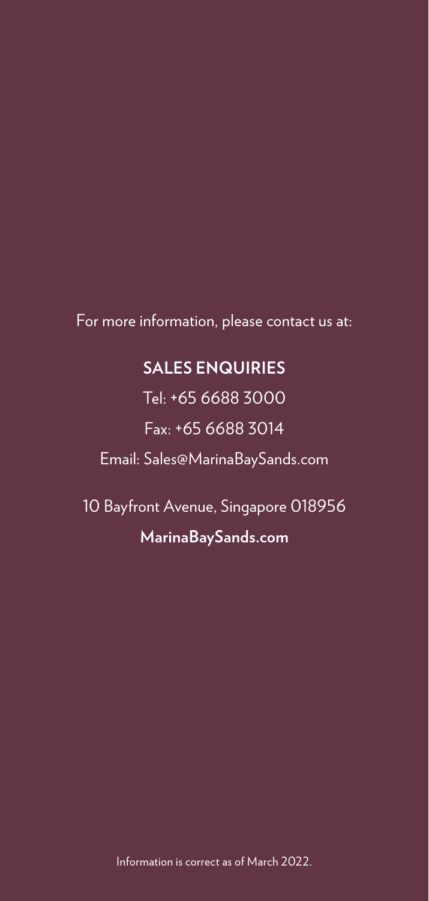For more information, please contact us at:

**SALES ENQUIRIES**

Tel: +65 6688 3000

Fax: +65 6688 3014

Email: Sales@MarinaBaySands.com

10 Bayfront Avenue, Singapore 018956

**MarinaBaySands.com**

Information is correct as of March 2022.